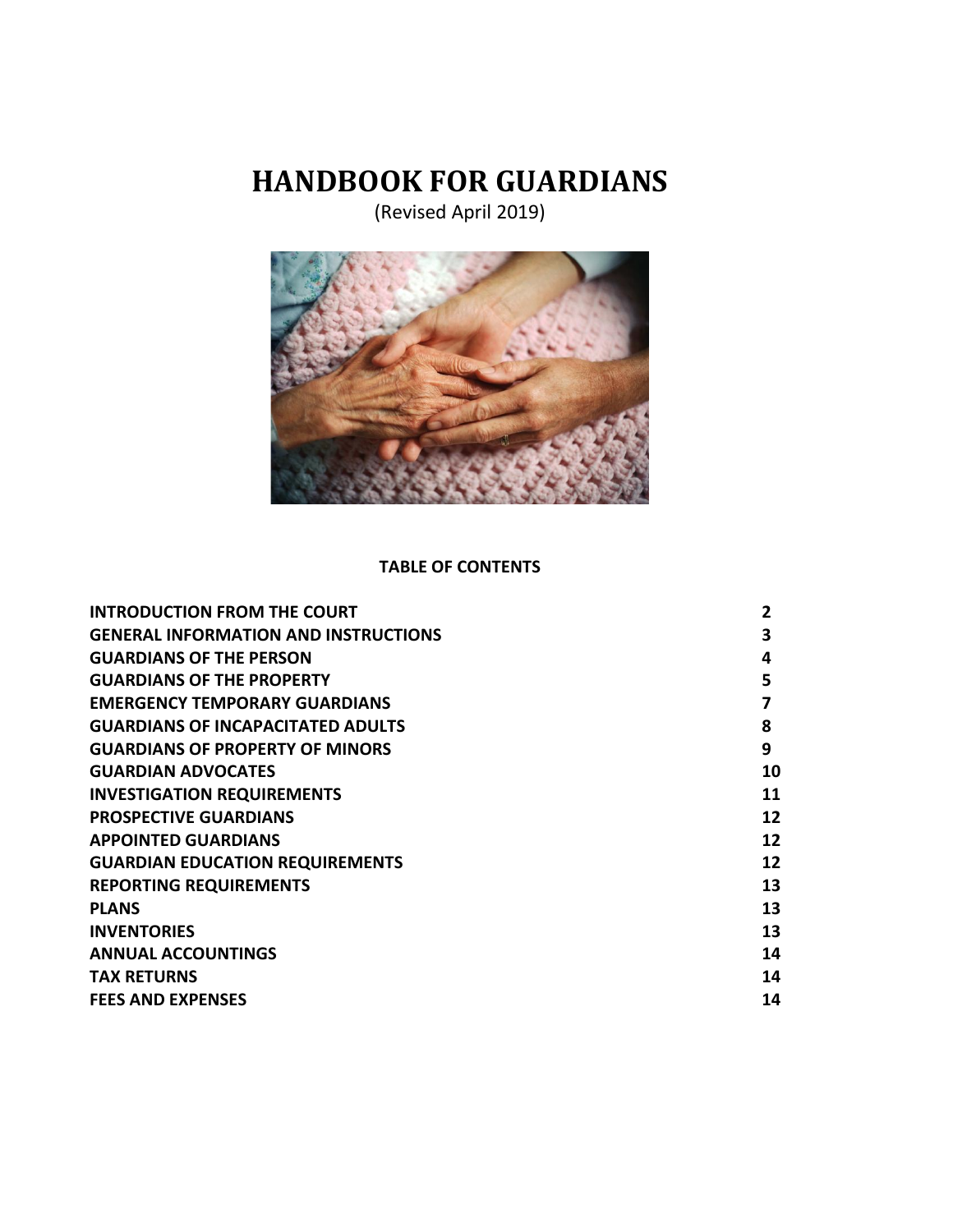# HANDBOOK FOR GUARDIANS

(Revised April 2019)

**TABLE OF CONTENTS**

| | |
|---|---|
| **INTRODUCTION FROM THE COURT** | **2** |
| **GENERAL INFORMATION AND INSTRUCTIONS** | **3** |
| **GUARDIANS OF THE PERSON** | **4** |
| **GUARDIANS OF THE PROPERTY** | **5** |
| **EMERGENCY TEMPORARY GUARDIANS** | **7** |
| **GUARDIANS OF INCAPACITATED ADULTS** | **8** |
| **GUARDIANS OF PROPERTY OF MINORS** | **9** |
| **GUARDIAN ADVOCATES** | **10** |
| **INVESTIGATION REQUIREMENTS** | **11** |
| **PROSPECTIVE GUARDIANS** | **12** |
| **APPOINTED GUARDIANS** | **12** |
| **GUARDIAN EDUCATION REQUIREMENTS** | **12** |
| **REPORTING REQUIREMENTS** | **13** |
| **PLANS** | **13** |
| **INVENTORIES** | **13** |
| **ANNUAL ACCOUNTINGS** | **14** |
| **TAX RETURNS** | **14** |
| **FEES AND EXPENSES** | **14** |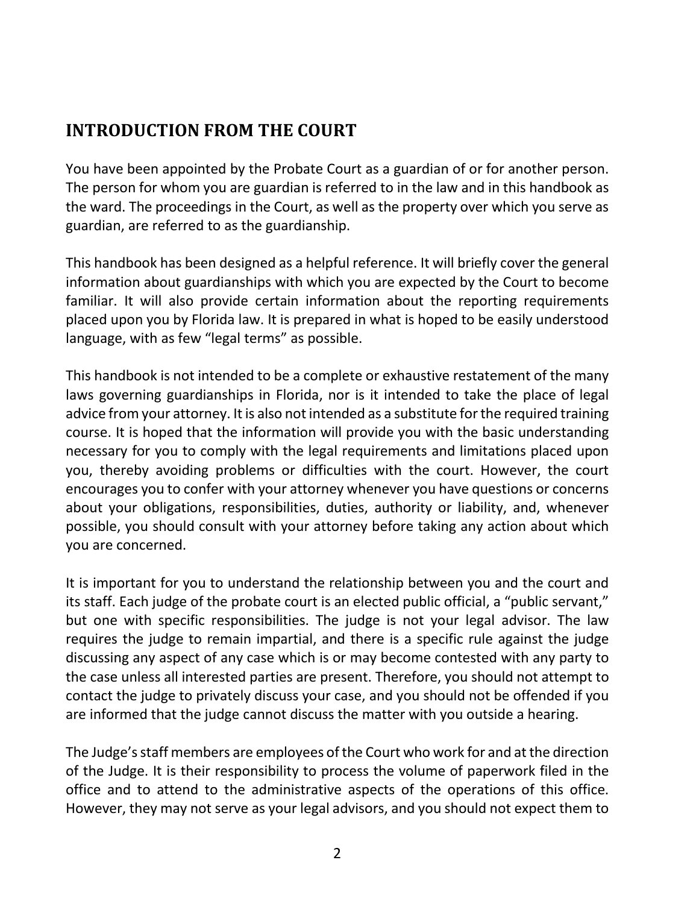## INTRODUCTION FROM THE COURT

You have been appointed by the Probate Court as a guardian of or for another person. The person for whom you are guardian is referred to in the law and in this handbook as the ward. The proceedings in the Court, as well as the property over which you serve as guardian, are referred to as the guardianship.

This handbook has been designed as a helpful reference. It will briefly cover the general information about guardianships with which you are expected by the Court to become familiar. It will also provide certain information about the reporting requirements placed upon you by Florida law. It is prepared in what is hoped to be easily understood language, with as few "legal terms" as possible.

This handbook is not intended to be a complete or exhaustive restatement of the many laws governing guardianships in Florida, nor is it intended to take the place of legal advice from your attorney. It is also not intended as a substitute for the required training course. It is hoped that the information will provide you with the basic understanding necessary for you to comply with the legal requirements and limitations placed upon you, thereby avoiding problems or difficulties with the court. However, the court encourages you to confer with your attorney whenever you have questions or concerns about your obligations, responsibilities, duties, authority or liability, and, whenever possible, you should consult with your attorney before taking any action about which you are concerned.

It is important for you to understand the relationship between you and the court and its staff. Each judge of the probate court is an elected public official, a "public servant," but one with specific responsibilities. The judge is not your legal advisor. The law requires the judge to remain impartial, and there is a specific rule against the judge discussing any aspect of any case which is or may become contested with any party to the case unless all interested parties are present. Therefore, you should not attempt to contact the judge to privately discuss your case, and you should not be offended if you are informed that the judge cannot discuss the matter with you outside a hearing.

The Judge's staff members are employees of the Court who work for and at the direction of the Judge. It is their responsibility to process the volume of paperwork filed in the office and to attend to the administrative aspects of the operations of this office. However, they may not serve as your legal advisors, and you should not expect them to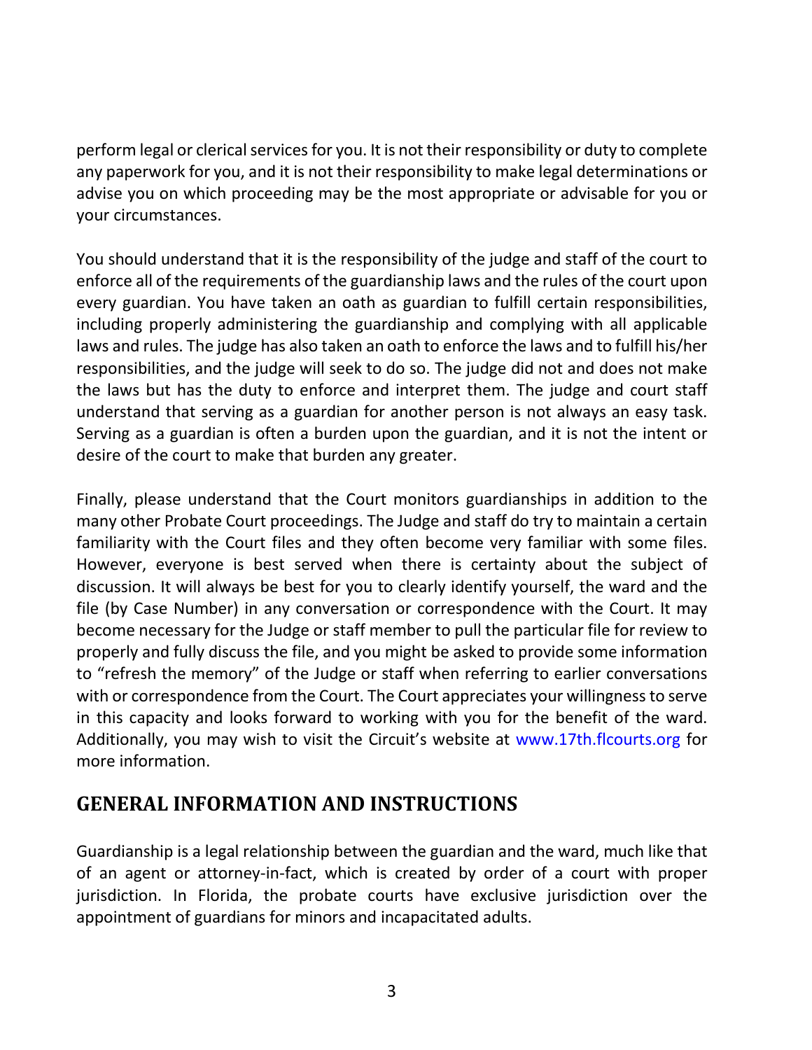perform legal or clerical services for you. It is not their responsibility or duty to complete any paperwork for you, and it is not their responsibility to make legal determinations or advise you on which proceeding may be the most appropriate or advisable for you or your circumstances.

You should understand that it is the responsibility of the judge and staff of the court to enforce all of the requirements of the guardianship laws and the rules of the court upon every guardian. You have taken an oath as guardian to fulfill certain responsibilities, including properly administering the guardianship and complying with all applicable laws and rules. The judge has also taken an oath to enforce the laws and to fulfill his/her responsibilities, and the judge will seek to do so. The judge did not and does not make the laws but has the duty to enforce and interpret them. The judge and court staff understand that serving as a guardian for another person is not always an easy task. Serving as a guardian is often a burden upon the guardian, and it is not the intent or desire of the court to make that burden any greater.

Finally, please understand that the Court monitors guardianships in addition to the many other Probate Court proceedings. The Judge and staff do try to maintain a certain familiarity with the Court files and they often become very familiar with some files. However, everyone is best served when there is certainty about the subject of discussion. It will always be best for you to clearly identify yourself, the ward and the file (by Case Number) in any conversation or correspondence with the Court. It may become necessary for the Judge or staff member to pull the particular file for review to properly and fully discuss the file, and you might be asked to provide some information to "refresh the memory" of the Judge or staff when referring to earlier conversations with or correspondence from the Court. The Court appreciates your willingness to serve in this capacity and looks forward to working with you for the benefit of the ward. Additionally, you may wish to visit the Circuit's website at www.17th.flcourts.org for more information.

## GENERAL INFORMATION AND INSTRUCTIONS

Guardianship is a legal relationship between the guardian and the ward, much like that of an agent or attorney-in-fact, which is created by order of a court with proper jurisdiction. In Florida, the probate courts have exclusive jurisdiction over the appointment of guardians for minors and incapacitated adults.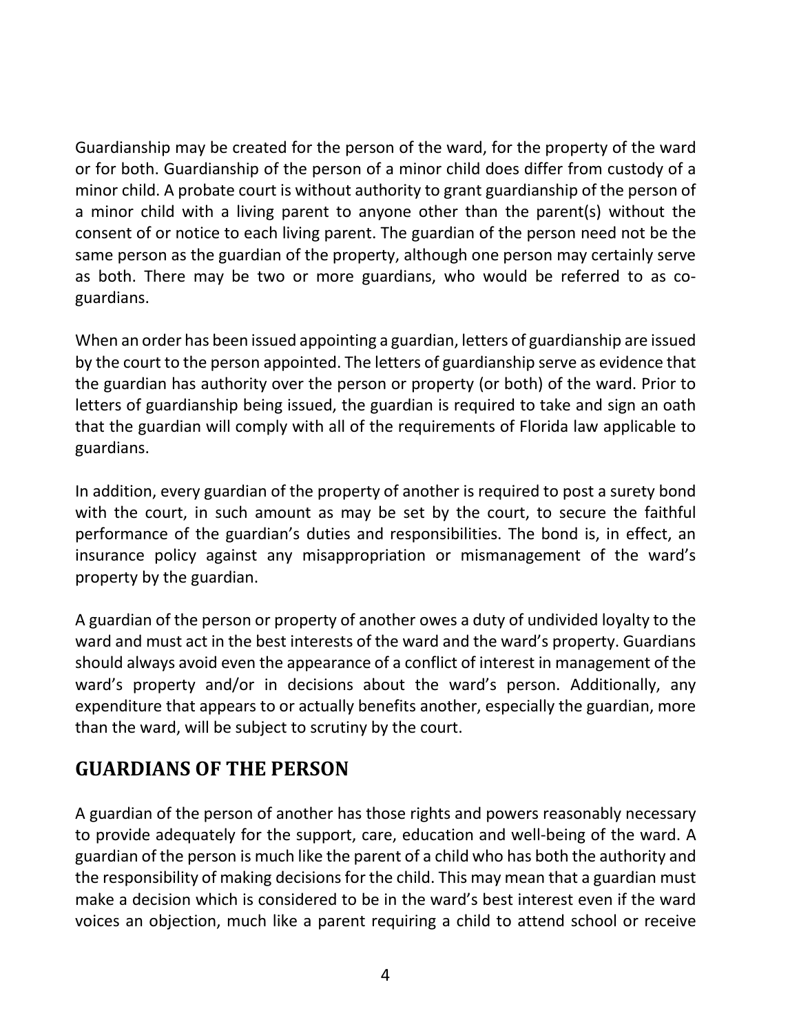Guardianship may be created for the person of the ward, for the property of the ward or for both. Guardianship of the person of a minor child does differ from custody of a minor child. A probate court is without authority to grant guardianship of the person of a minor child with a living parent to anyone other than the parent(s) without the consent of or notice to each living parent. The guardian of the person need not be the same person as the guardian of the property, although one person may certainly serve as both. There may be two or more guardians, who would be referred to as co-guardians.

When an order has been issued appointing a guardian, letters of guardianship are issued by the court to the person appointed. The letters of guardianship serve as evidence that the guardian has authority over the person or property (or both) of the ward. Prior to letters of guardianship being issued, the guardian is required to take and sign an oath that the guardian will comply with all of the requirements of Florida law applicable to guardians.

In addition, every guardian of the property of another is required to post a surety bond with the court, in such amount as may be set by the court, to secure the faithful performance of the guardian's duties and responsibilities. The bond is, in effect, an insurance policy against any misappropriation or mismanagement of the ward's property by the guardian.

A guardian of the person or property of another owes a duty of undivided loyalty to the ward and must act in the best interests of the ward and the ward's property. Guardians should always avoid even the appearance of a conflict of interest in management of the ward's property and/or in decisions about the ward's person. Additionally, any expenditure that appears to or actually benefits another, especially the guardian, more than the ward, will be subject to scrutiny by the court.

## GUARDIANS OF THE PERSON

A guardian of the person of another has those rights and powers reasonably necessary to provide adequately for the support, care, education and well-being of the ward. A guardian of the person is much like the parent of a child who has both the authority and the responsibility of making decisions for the child. This may mean that a guardian must make a decision which is considered to be in the ward's best interest even if the ward voices an objection, much like a parent requiring a child to attend school or receive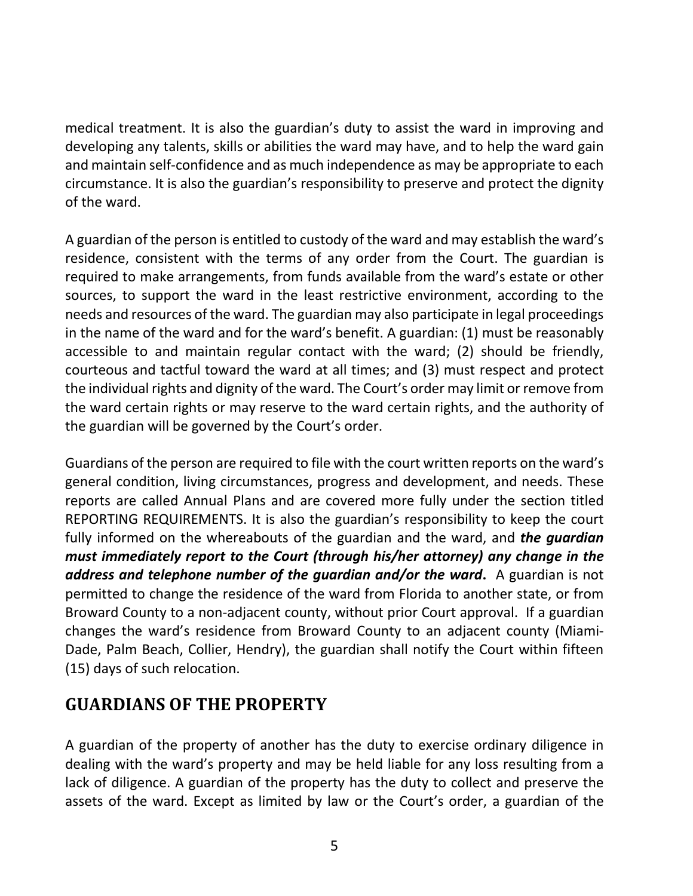medical treatment. It is also the guardian's duty to assist the ward in improving and developing any talents, skills or abilities the ward may have, and to help the ward gain and maintain self-confidence and as much independence as may be appropriate to each circumstance. It is also the guardian's responsibility to preserve and protect the dignity of the ward.

A guardian of the person is entitled to custody of the ward and may establish the ward's residence, consistent with the terms of any order from the Court. The guardian is required to make arrangements, from funds available from the ward's estate or other sources, to support the ward in the least restrictive environment, according to the needs and resources of the ward. The guardian may also participate in legal proceedings in the name of the ward and for the ward's benefit. A guardian: (1) must be reasonably accessible to and maintain regular contact with the ward; (2) should be friendly, courteous and tactful toward the ward at all times; and (3) must respect and protect the individual rights and dignity of the ward. The Court's order may limit or remove from the ward certain rights or may reserve to the ward certain rights, and the authority of the guardian will be governed by the Court's order.

Guardians of the person are required to file with the court written reports on the ward's general condition, living circumstances, progress and development, and needs. These reports are called Annual Plans and are covered more fully under the section titled REPORTING REQUIREMENTS. It is also the guardian's responsibility to keep the court fully informed on the whereabouts of the guardian and the ward, and ***the guardian must immediately report to the Court (through his/her attorney) any change in the address and telephone number of the guardian and/or the ward***. A guardian is not permitted to change the residence of the ward from Florida to another state, or from Broward County to a non-adjacent county, without prior Court approval. If a guardian changes the ward's residence from Broward County to an adjacent county (Miami-Dade, Palm Beach, Collier, Hendry), the guardian shall notify the Court within fifteen (15) days of such relocation.

## GUARDIANS OF THE PROPERTY

A guardian of the property of another has the duty to exercise ordinary diligence in dealing with the ward's property and may be held liable for any loss resulting from a lack of diligence. A guardian of the property has the duty to collect and preserve the assets of the ward. Except as limited by law or the Court's order, a guardian of the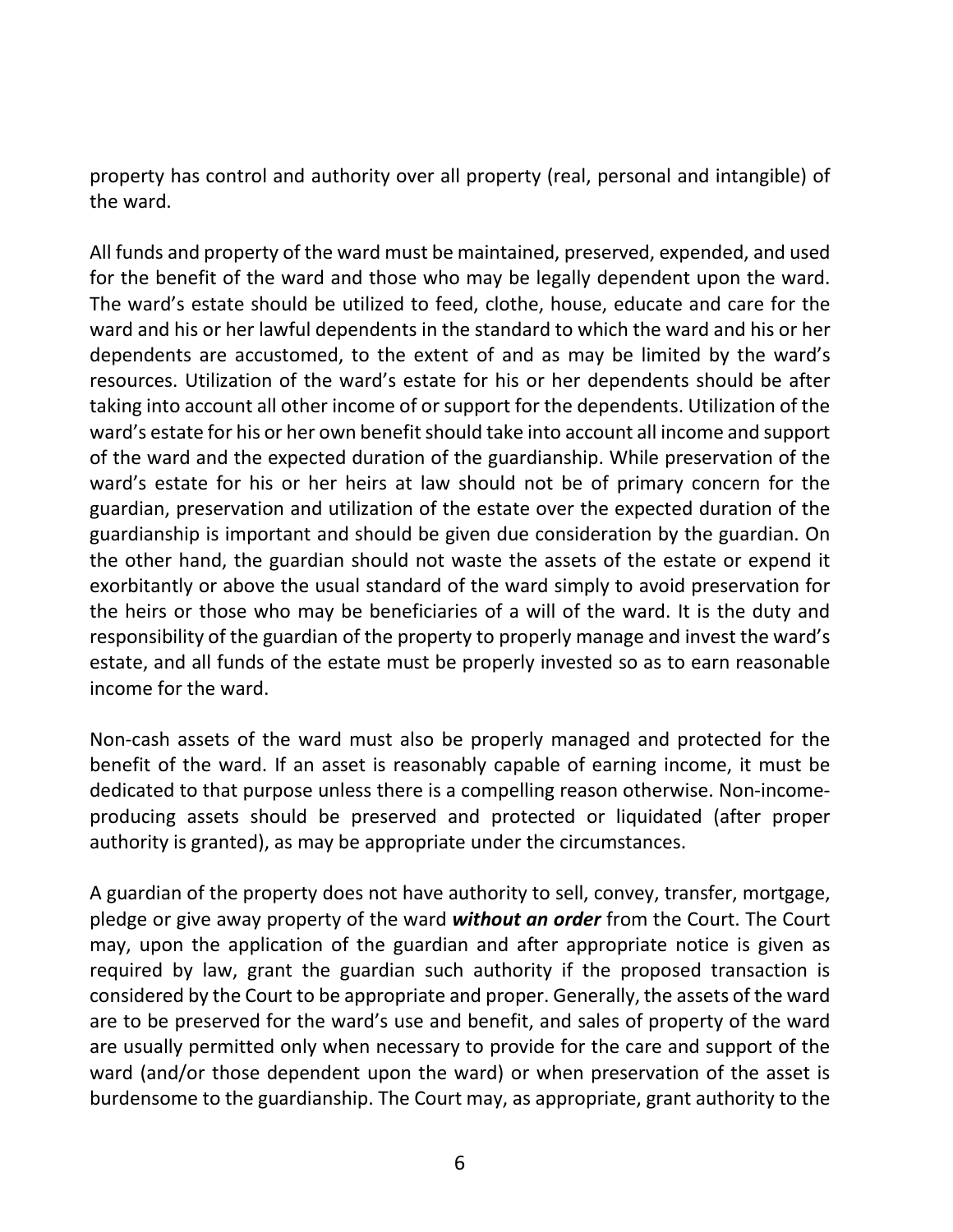property has control and authority over all property (real, personal and intangible) of the ward.

All funds and property of the ward must be maintained, preserved, expended, and used for the benefit of the ward and those who may be legally dependent upon the ward. The ward's estate should be utilized to feed, clothe, house, educate and care for the ward and his or her lawful dependents in the standard to which the ward and his or her dependents are accustomed, to the extent of and as may be limited by the ward's resources. Utilization of the ward's estate for his or her dependents should be after taking into account all other income of or support for the dependents. Utilization of the ward's estate for his or her own benefit should take into account all income and support of the ward and the expected duration of the guardianship. While preservation of the ward's estate for his or her heirs at law should not be of primary concern for the guardian, preservation and utilization of the estate over the expected duration of the guardianship is important and should be given due consideration by the guardian. On the other hand, the guardian should not waste the assets of the estate or expend it exorbitantly or above the usual standard of the ward simply to avoid preservation for the heirs or those who may be beneficiaries of a will of the ward. It is the duty and responsibility of the guardian of the property to properly manage and invest the ward's estate, and all funds of the estate must be properly invested so as to earn reasonable income for the ward.

Non-cash assets of the ward must also be properly managed and protected for the benefit of the ward. If an asset is reasonably capable of earning income, it must be dedicated to that purpose unless there is a compelling reason otherwise. Non-income-producing assets should be preserved and protected or liquidated (after proper authority is granted), as may be appropriate under the circumstances.

A guardian of the property does not have authority to sell, convey, transfer, mortgage, pledge or give away property of the ward ***without an order*** from the Court. The Court may, upon the application of the guardian and after appropriate notice is given as required by law, grant the guardian such authority if the proposed transaction is considered by the Court to be appropriate and proper. Generally, the assets of the ward are to be preserved for the ward's use and benefit, and sales of property of the ward are usually permitted only when necessary to provide for the care and support of the ward (and/or those dependent upon the ward) or when preservation of the asset is burdensome to the guardianship. The Court may, as appropriate, grant authority to the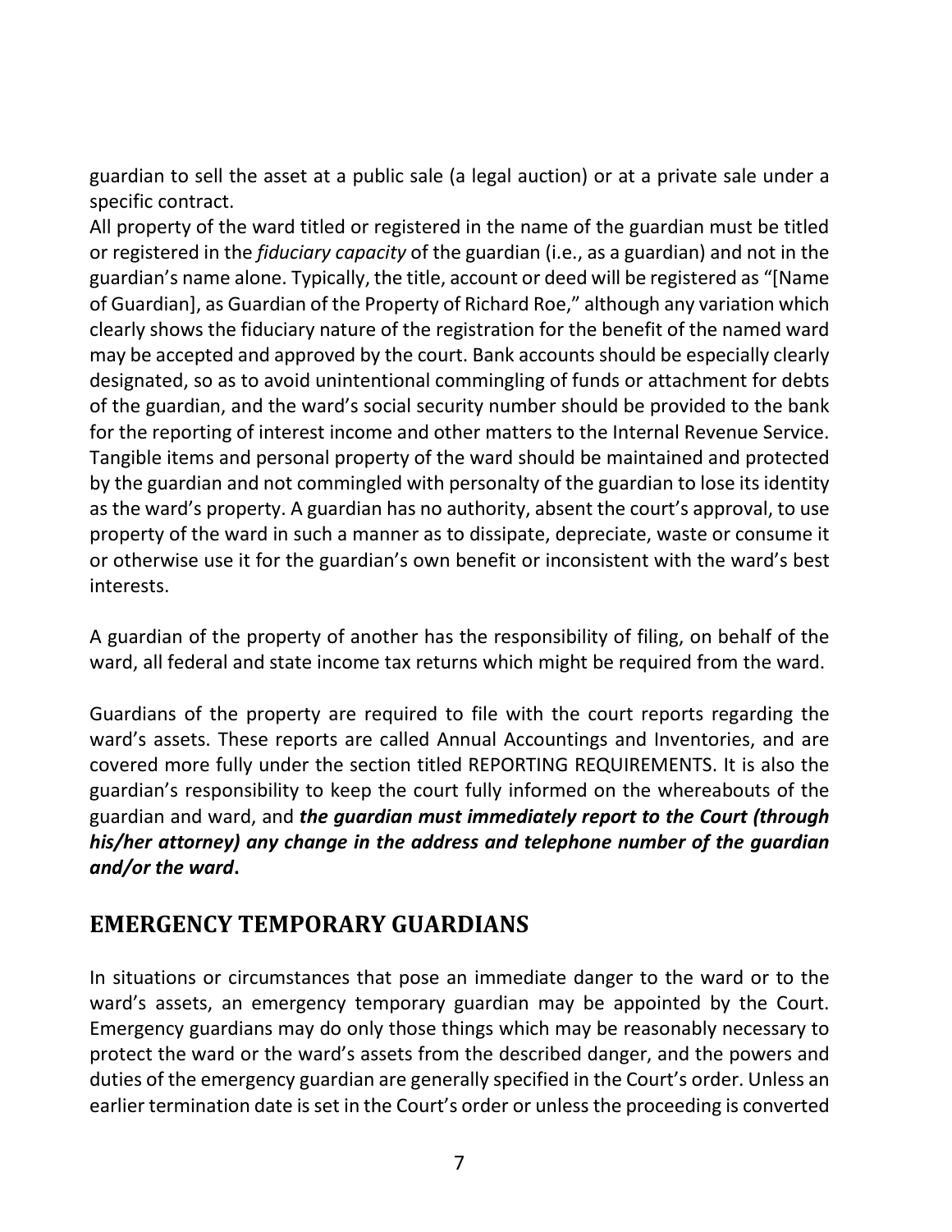guardian to sell the asset at a public sale (a legal auction) or at a private sale under a specific contract.

All property of the ward titled or registered in the name of the guardian must be titled or registered in the *fiduciary capacity* of the guardian (i.e., as a guardian) and not in the guardian's name alone. Typically, the title, account or deed will be registered as "[Name of Guardian], as Guardian of the Property of Richard Roe," although any variation which clearly shows the fiduciary nature of the registration for the benefit of the named ward may be accepted and approved by the court. Bank accounts should be especially clearly designated, so as to avoid unintentional commingling of funds or attachment for debts of the guardian, and the ward's social security number should be provided to the bank for the reporting of interest income and other matters to the Internal Revenue Service. Tangible items and personal property of the ward should be maintained and protected by the guardian and not commingled with personalty of the guardian to lose its identity as the ward's property. A guardian has no authority, absent the court's approval, to use property of the ward in such a manner as to dissipate, depreciate, waste or consume it or otherwise use it for the guardian's own benefit or inconsistent with the ward's best interests.

A guardian of the property of another has the responsibility of filing, on behalf of the ward, all federal and state income tax returns which might be required from the ward.

Guardians of the property are required to file with the court reports regarding the ward's assets. These reports are called Annual Accountings and Inventories, and are covered more fully under the section titled REPORTING REQUIREMENTS. It is also the guardian's responsibility to keep the court fully informed on the whereabouts of the guardian and ward, and ***the guardian must immediately report to the Court (through his/her attorney) any change in the address and telephone number of the guardian and/or the ward*****.**

## EMERGENCY TEMPORARY GUARDIANS

In situations or circumstances that pose an immediate danger to the ward or to the ward's assets, an emergency temporary guardian may be appointed by the Court. Emergency guardians may do only those things which may be reasonably necessary to protect the ward or the ward's assets from the described danger, and the powers and duties of the emergency guardian are generally specified in the Court's order. Unless an earlier termination date is set in the Court's order or unless the proceeding is converted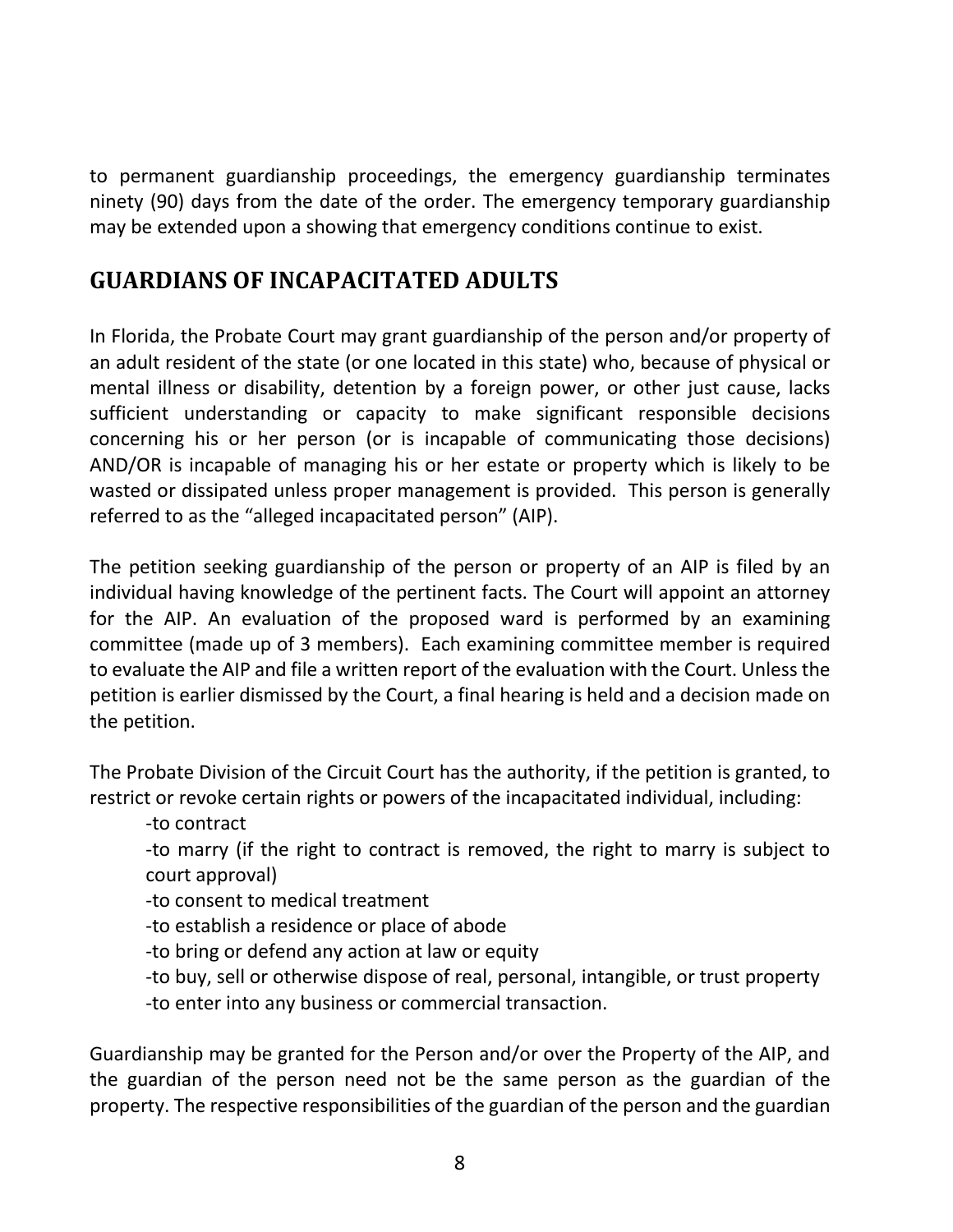to permanent guardianship proceedings, the emergency guardianship terminates ninety (90) days from the date of the order. The emergency temporary guardianship may be extended upon a showing that emergency conditions continue to exist.

## GUARDIANS OF INCAPACITATED ADULTS

In Florida, the Probate Court may grant guardianship of the person and/or property of an adult resident of the state (or one located in this state) who, because of physical or mental illness or disability, detention by a foreign power, or other just cause, lacks sufficient understanding or capacity to make significant responsible decisions concerning his or her person (or is incapable of communicating those decisions) AND/OR is incapable of managing his or her estate or property which is likely to be wasted or dissipated unless proper management is provided. This person is generally referred to as the "alleged incapacitated person" (AIP).

The petition seeking guardianship of the person or property of an AIP is filed by an individual having knowledge of the pertinent facts. The Court will appoint an attorney for the AIP. An evaluation of the proposed ward is performed by an examining committee (made up of 3 members). Each examining committee member is required to evaluate the AIP and file a written report of the evaluation with the Court. Unless the petition is earlier dismissed by the Court, a final hearing is held and a decision made on the petition.

The Probate Division of the Circuit Court has the authority, if the petition is granted, to restrict or revoke certain rights or powers of the incapacitated individual, including:

- to contract
- to marry (if the right to contract is removed, the right to marry is subject to court approval)
- to consent to medical treatment
- to establish a residence or place of abode
- to bring or defend any action at law or equity
- to buy, sell or otherwise dispose of real, personal, intangible, or trust property
- to enter into any business or commercial transaction.

Guardianship may be granted for the Person and/or over the Property of the AIP, and the guardian of the person need not be the same person as the guardian of the property. The respective responsibilities of the guardian of the person and the guardian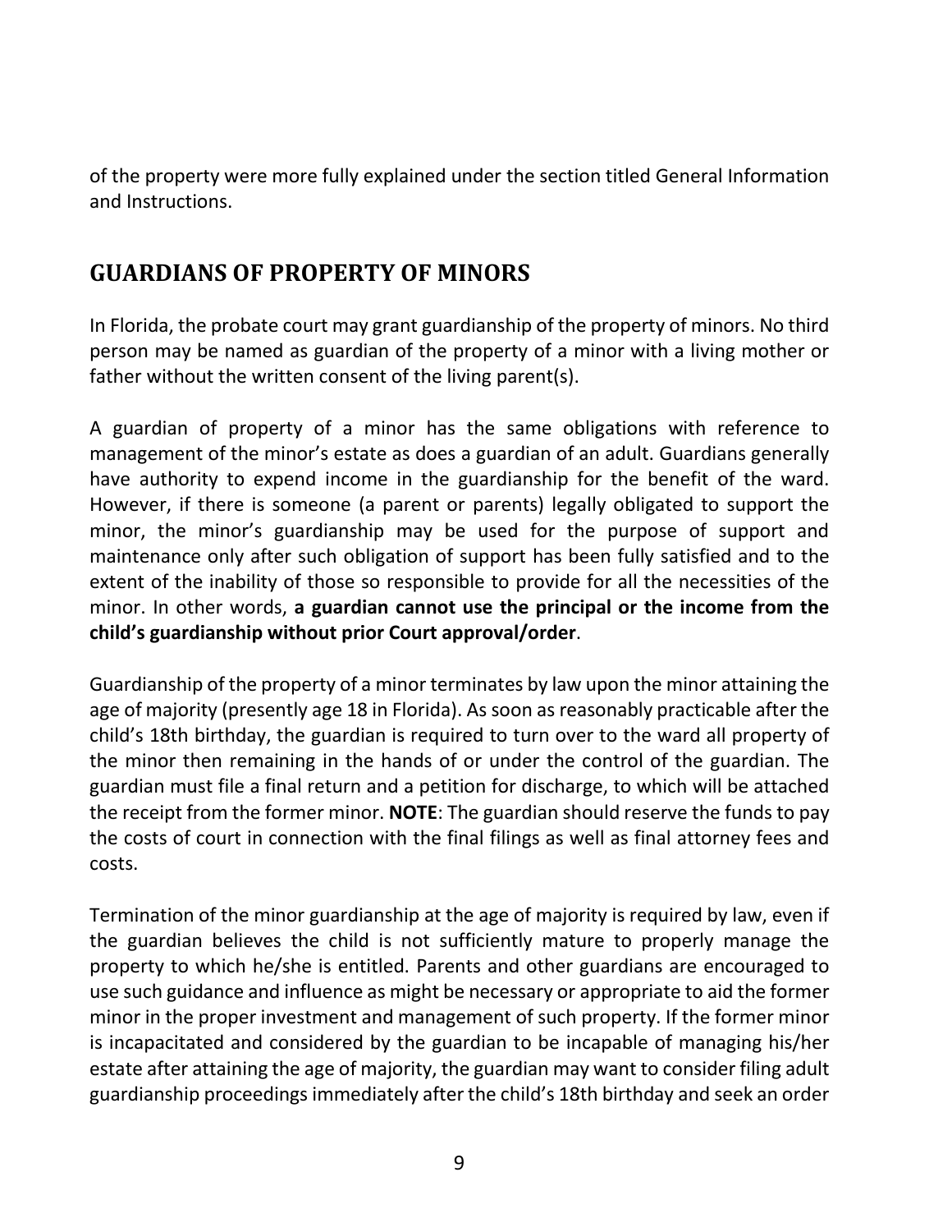of the property were more fully explained under the section titled General Information and Instructions.

## GUARDIANS OF PROPERTY OF MINORS

In Florida, the probate court may grant guardianship of the property of minors. No third person may be named as guardian of the property of a minor with a living mother or father without the written consent of the living parent(s).

A guardian of property of a minor has the same obligations with reference to management of the minor's estate as does a guardian of an adult. Guardians generally have authority to expend income in the guardianship for the benefit of the ward. However, if there is someone (a parent or parents) legally obligated to support the minor, the minor's guardianship may be used for the purpose of support and maintenance only after such obligation of support has been fully satisfied and to the extent of the inability of those so responsible to provide for all the necessities of the minor. In other words, **a guardian cannot use the principal or the income from the child's guardianship without prior Court approval/order**.

Guardianship of the property of a minor terminates by law upon the minor attaining the age of majority (presently age 18 in Florida). As soon as reasonably practicable after the child's 18th birthday, the guardian is required to turn over to the ward all property of the minor then remaining in the hands of or under the control of the guardian. The guardian must file a final return and a petition for discharge, to which will be attached the receipt from the former minor. **NOTE**: The guardian should reserve the funds to pay the costs of court in connection with the final filings as well as final attorney fees and costs.

Termination of the minor guardianship at the age of majority is required by law, even if the guardian believes the child is not sufficiently mature to properly manage the property to which he/she is entitled. Parents and other guardians are encouraged to use such guidance and influence as might be necessary or appropriate to aid the former minor in the proper investment and management of such property. If the former minor is incapacitated and considered by the guardian to be incapable of managing his/her estate after attaining the age of majority, the guardian may want to consider filing adult guardianship proceedings immediately after the child's 18th birthday and seek an order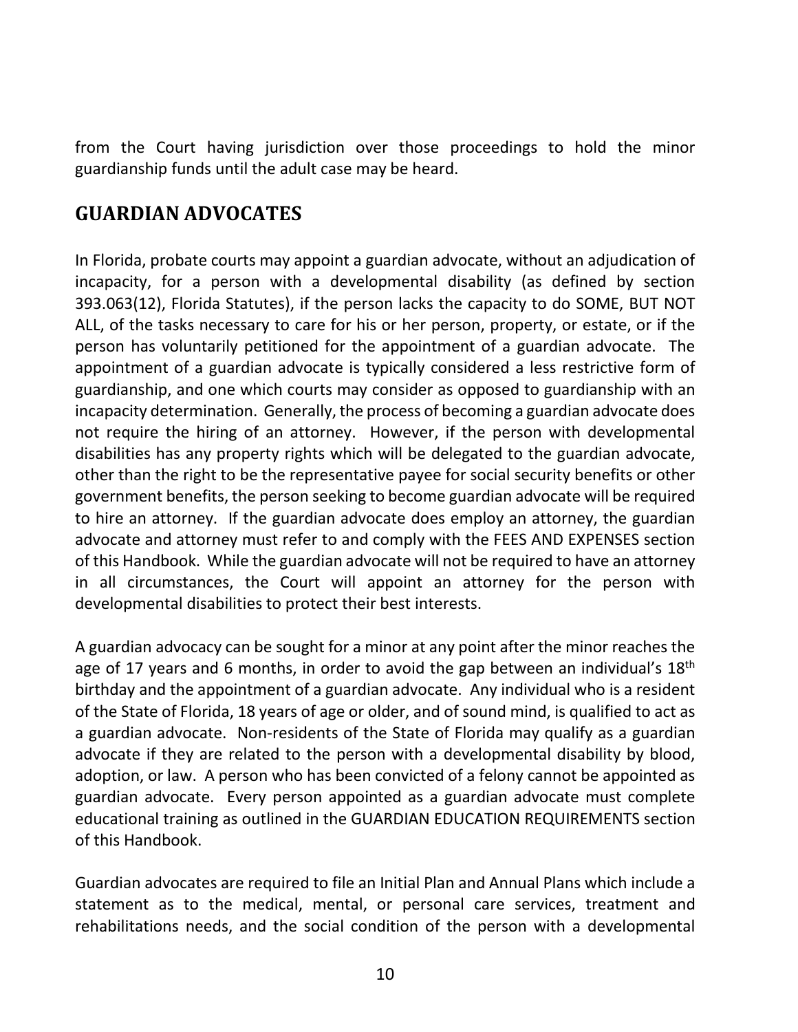from the Court having jurisdiction over those proceedings to hold the minor guardianship funds until the adult case may be heard.

## GUARDIAN ADVOCATES

In Florida, probate courts may appoint a guardian advocate, without an adjudication of incapacity, for a person with a developmental disability (as defined by section 393.063(12), Florida Statutes), if the person lacks the capacity to do SOME, BUT NOT ALL, of the tasks necessary to care for his or her person, property, or estate, or if the person has voluntarily petitioned for the appointment of a guardian advocate. The appointment of a guardian advocate is typically considered a less restrictive form of guardianship, and one which courts may consider as opposed to guardianship with an incapacity determination. Generally, the process of becoming a guardian advocate does not require the hiring of an attorney. However, if the person with developmental disabilities has any property rights which will be delegated to the guardian advocate, other than the right to be the representative payee for social security benefits or other government benefits, the person seeking to become guardian advocate will be required to hire an attorney. If the guardian advocate does employ an attorney, the guardian advocate and attorney must refer to and comply with the FEES AND EXPENSES section of this Handbook. While the guardian advocate will not be required to have an attorney in all circumstances, the Court will appoint an attorney for the person with developmental disabilities to protect their best interests.

A guardian advocacy can be sought for a minor at any point after the minor reaches the age of 17 years and 6 months, in order to avoid the gap between an individual's 18th birthday and the appointment of a guardian advocate. Any individual who is a resident of the State of Florida, 18 years of age or older, and of sound mind, is qualified to act as a guardian advocate. Non-residents of the State of Florida may qualify as a guardian advocate if they are related to the person with a developmental disability by blood, adoption, or law. A person who has been convicted of a felony cannot be appointed as guardian advocate. Every person appointed as a guardian advocate must complete educational training as outlined in the GUARDIAN EDUCATION REQUIREMENTS section of this Handbook.

Guardian advocates are required to file an Initial Plan and Annual Plans which include a statement as to the medical, mental, or personal care services, treatment and rehabilitations needs, and the social condition of the person with a developmental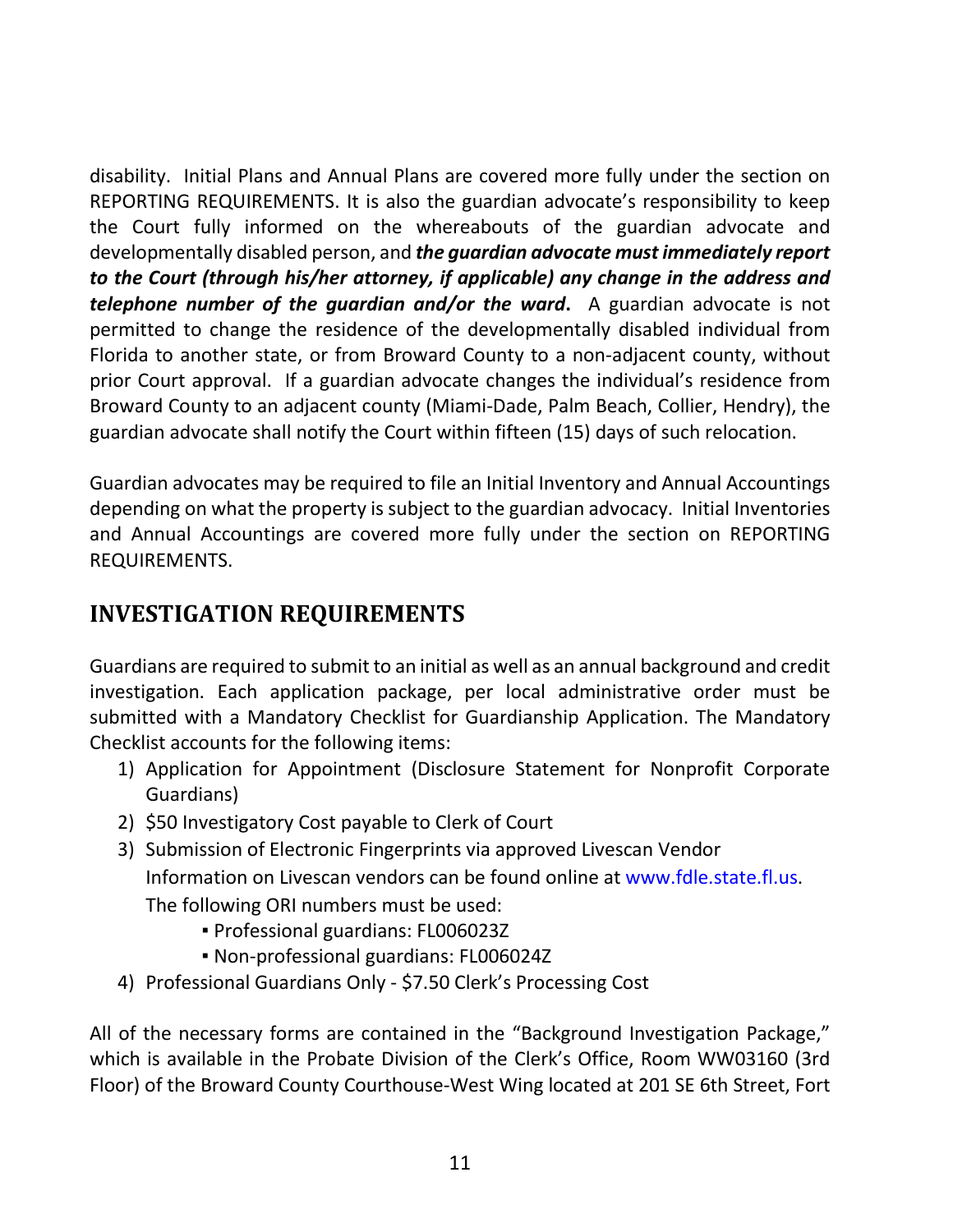disability. Initial Plans and Annual Plans are covered more fully under the section on REPORTING REQUIREMENTS. It is also the guardian advocate's responsibility to keep the Court fully informed on the whereabouts of the guardian advocate and developmentally disabled person, and ***the guardian advocate must immediately report to the Court (through his/her attorney, if applicable) any change in the address and telephone number of the guardian and/or the ward*.** A guardian advocate is not permitted to change the residence of the developmentally disabled individual from Florida to another state, or from Broward County to a non-adjacent county, without prior Court approval. If a guardian advocate changes the individual's residence from Broward County to an adjacent county (Miami-Dade, Palm Beach, Collier, Hendry), the guardian advocate shall notify the Court within fifteen (15) days of such relocation.

Guardian advocates may be required to file an Initial Inventory and Annual Accountings depending on what the property is subject to the guardian advocacy. Initial Inventories and Annual Accountings are covered more fully under the section on REPORTING REQUIREMENTS.

## INVESTIGATION REQUIREMENTS

Guardians are required to submit to an initial as well as an annual background and credit investigation. Each application package, per local administrative order must be submitted with a Mandatory Checklist for Guardianship Application. The Mandatory Checklist accounts for the following items:

1) Application for Appointment (Disclosure Statement for Nonprofit Corporate Guardians)
2) $50 Investigatory Cost payable to Clerk of Court
3) Submission of Electronic Fingerprints via approved Livescan Vendor
   Information on Livescan vendors can be found online at www.fdle.state.fl.us.
   The following ORI numbers must be used:
   - Professional guardians: FL006023Z
   - Non-professional guardians: FL006024Z
4) Professional Guardians Only - $7.50 Clerk's Processing Cost

All of the necessary forms are contained in the "Background Investigation Package," which is available in the Probate Division of the Clerk's Office, Room WW03160 (3rd Floor) of the Broward County Courthouse-West Wing located at 201 SE 6th Street, Fort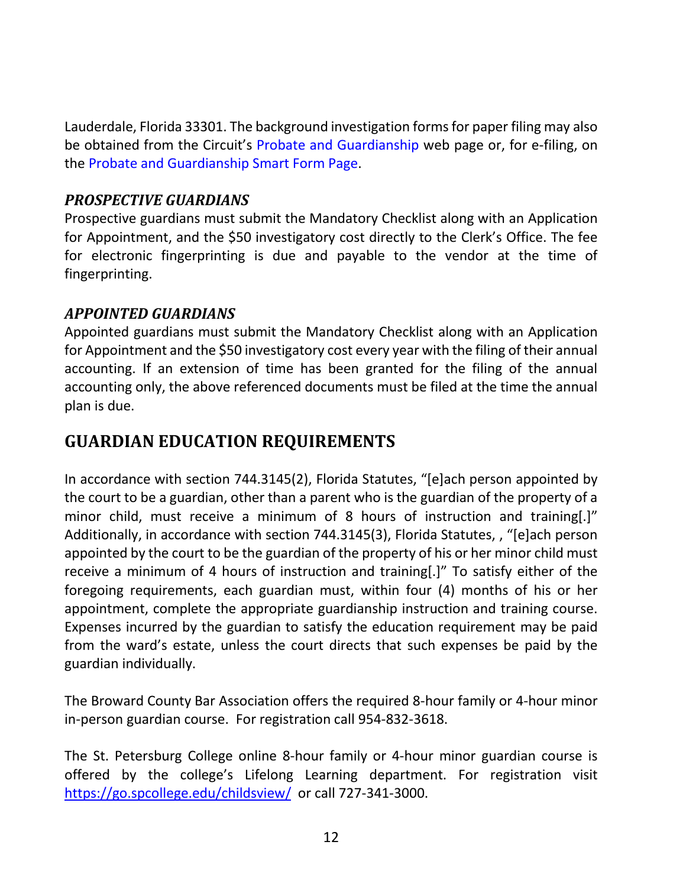Lauderdale, Florida 33301. The background investigation forms for paper filing may also be obtained from the Circuit's Probate and Guardianship web page or, for e-filing, on the Probate and Guardianship Smart Form Page.

### *PROSPECTIVE GUARDIANS*

Prospective guardians must submit the Mandatory Checklist along with an Application for Appointment, and the $50 investigatory cost directly to the Clerk's Office. The fee for electronic fingerprinting is due and payable to the vendor at the time of fingerprinting.

### *APPOINTED GUARDIANS*

Appointed guardians must submit the Mandatory Checklist along with an Application for Appointment and the $50 investigatory cost every year with the filing of their annual accounting. If an extension of time has been granted for the filing of the annual accounting only, the above referenced documents must be filed at the time the annual plan is due.

## GUARDIAN EDUCATION REQUIREMENTS

In accordance with section 744.3145(2), Florida Statutes, "[e]ach person appointed by the court to be a guardian, other than a parent who is the guardian of the property of a minor child, must receive a minimum of 8 hours of instruction and training[.]" Additionally, in accordance with section 744.3145(3), Florida Statutes, , "[e]ach person appointed by the court to be the guardian of the property of his or her minor child must receive a minimum of 4 hours of instruction and training[.]" To satisfy either of the foregoing requirements, each guardian must, within four (4) months of his or her appointment, complete the appropriate guardianship instruction and training course. Expenses incurred by the guardian to satisfy the education requirement may be paid from the ward's estate, unless the court directs that such expenses be paid by the guardian individually.

The Broward County Bar Association offers the required 8-hour family or 4-hour minor in-person guardian course. For registration call 954-832-3618.

The St. Petersburg College online 8-hour family or 4-hour minor guardian course is offered by the college's Lifelong Learning department. For registration visit https://go.spcollege.edu/childsview/ or call 727-341-3000.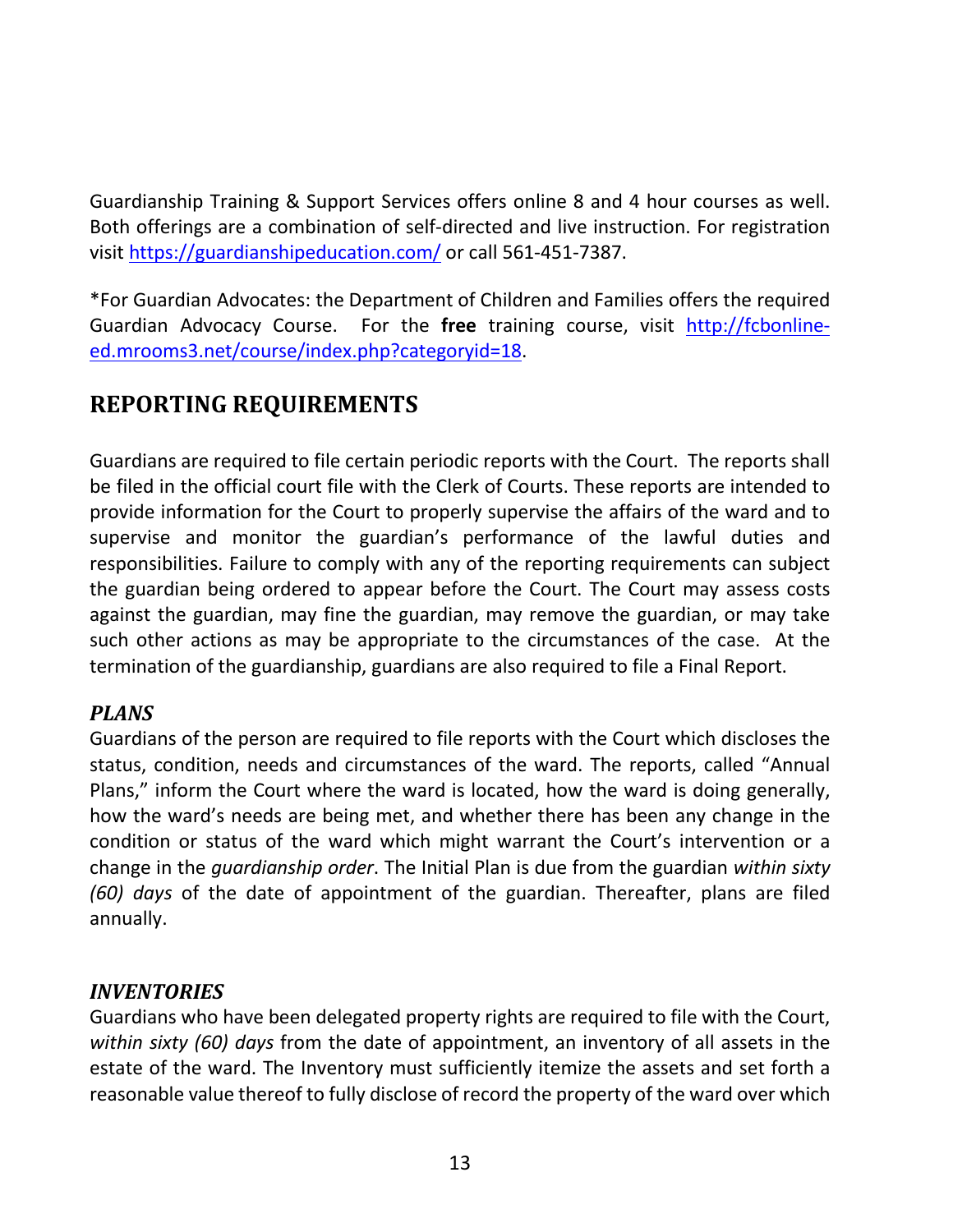Guardianship Training & Support Services offers online 8 and 4 hour courses as well. Both offerings are a combination of self-directed and live instruction. For registration visit [https://guardianshipeducation.com/](https://guardianshipeducation.com/) or call 561-451-7387.

*For Guardian Advocates: the Department of Children and Families offers the required Guardian Advocacy Course. For the **free** training course, visit [http://fcbonline-ed.mrooms3.net/course/index.php?categoryid=18](http://fcbonline-ed.mrooms3.net/course/index.php?categoryid=18).

## REPORTING REQUIREMENTS

Guardians are required to file certain periodic reports with the Court. The reports shall be filed in the official court file with the Clerk of Courts. These reports are intended to provide information for the Court to properly supervise the affairs of the ward and to supervise and monitor the guardian's performance of the lawful duties and responsibilities. Failure to comply with any of the reporting requirements can subject the guardian being ordered to appear before the Court. The Court may assess costs against the guardian, may fine the guardian, may remove the guardian, or may take such other actions as may be appropriate to the circumstances of the case. At the termination of the guardianship, guardians are also required to file a Final Report.

### *PLANS*

Guardians of the person are required to file reports with the Court which discloses the status, condition, needs and circumstances of the ward. The reports, called "Annual Plans," inform the Court where the ward is located, how the ward is doing generally, how the ward's needs are being met, and whether there has been any change in the condition or status of the ward which might warrant the Court's intervention or a change in the *guardianship order*. The Initial Plan is due from the guardian *within sixty (60) days* of the date of appointment of the guardian. Thereafter, plans are filed annually.

### *INVENTORIES*

Guardians who have been delegated property rights are required to file with the Court, *within sixty (60) days* from the date of appointment, an inventory of all assets in the estate of the ward. The Inventory must sufficiently itemize the assets and set forth a reasonable value thereof to fully disclose of record the property of the ward over which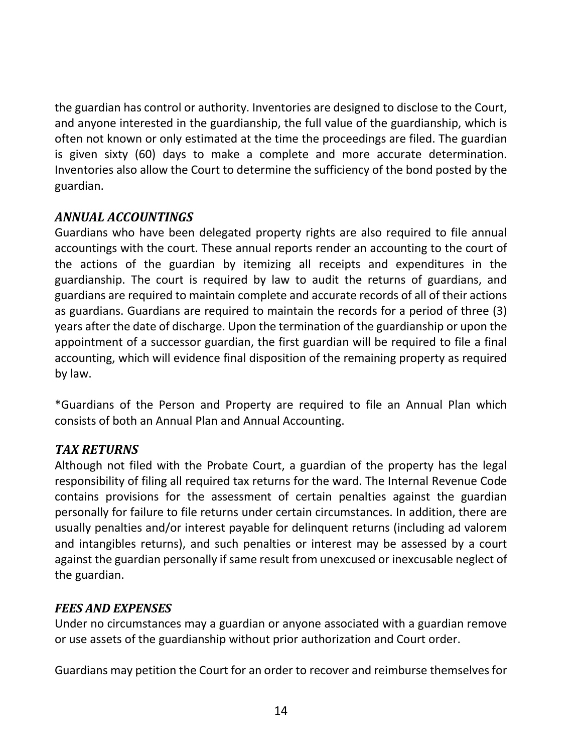the guardian has control or authority. Inventories are designed to disclose to the Court, and anyone interested in the guardianship, the full value of the guardianship, which is often not known or only estimated at the time the proceedings are filed. The guardian is given sixty (60) days to make a complete and more accurate determination. Inventories also allow the Court to determine the sufficiency of the bond posted by the guardian.

### *ANNUAL ACCOUNTINGS*

Guardians who have been delegated property rights are also required to file annual accountings with the court. These annual reports render an accounting to the court of the actions of the guardian by itemizing all receipts and expenditures in the guardianship. The court is required by law to audit the returns of guardians, and guardians are required to maintain complete and accurate records of all of their actions as guardians. Guardians are required to maintain the records for a period of three (3) years after the date of discharge. Upon the termination of the guardianship or upon the appointment of a successor guardian, the first guardian will be required to file a final accounting, which will evidence final disposition of the remaining property as required by law.

*Guardians of the Person and Property are required to file an Annual Plan which consists of both an Annual Plan and Annual Accounting.

### *TAX RETURNS*

Although not filed with the Probate Court, a guardian of the property has the legal responsibility of filing all required tax returns for the ward. The Internal Revenue Code contains provisions for the assessment of certain penalties against the guardian personally for failure to file returns under certain circumstances. In addition, there are usually penalties and/or interest payable for delinquent returns (including ad valorem and intangibles returns), and such penalties or interest may be assessed by a court against the guardian personally if same result from unexcused or inexcusable neglect of the guardian.

### *FEES AND EXPENSES*

Under no circumstances may a guardian or anyone associated with a guardian remove or use assets of the guardianship without prior authorization and Court order.

Guardians may petition the Court for an order to recover and reimburse themselves for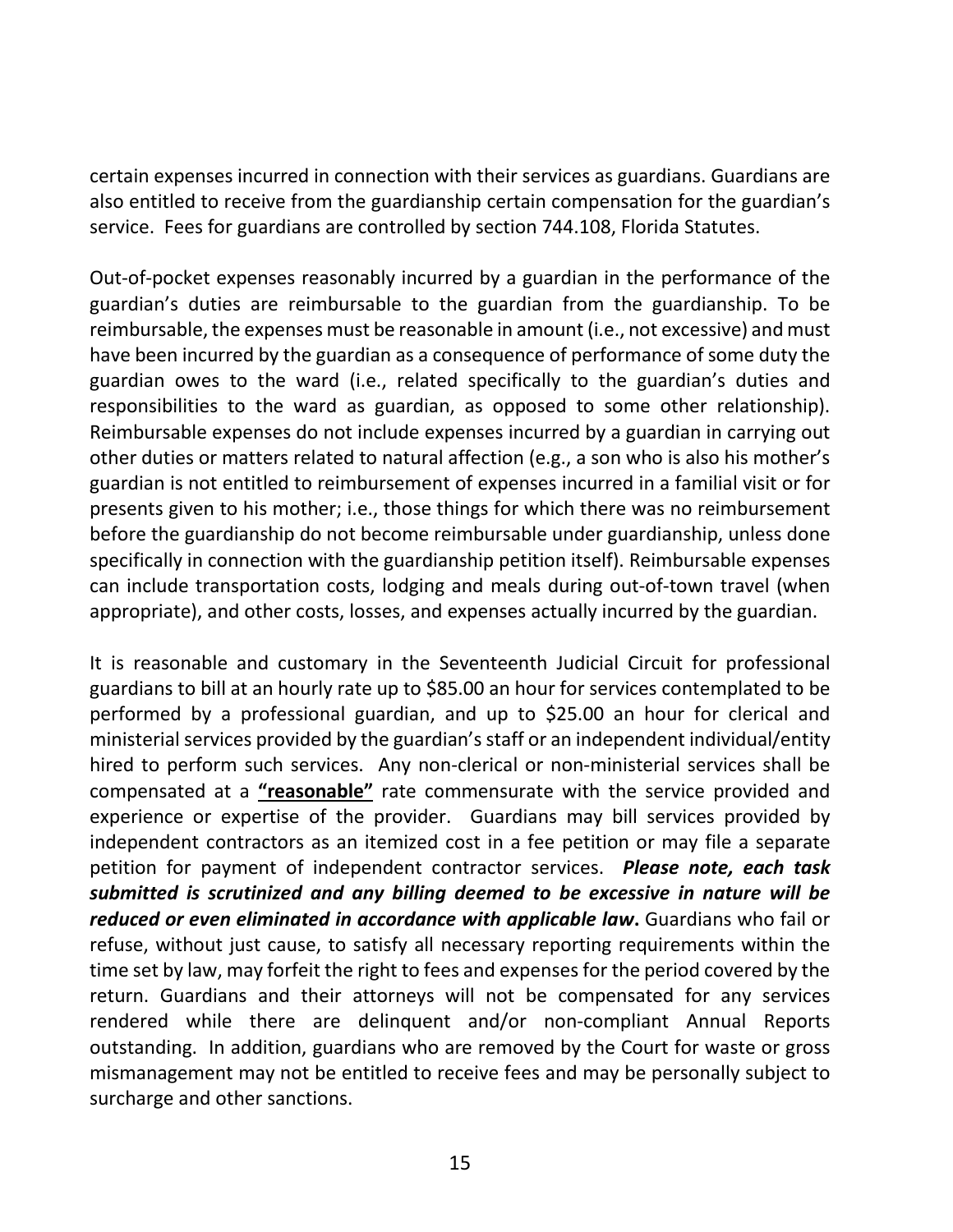certain expenses incurred in connection with their services as guardians. Guardians are also entitled to receive from the guardianship certain compensation for the guardian's service. Fees for guardians are controlled by section 744.108, Florida Statutes.

Out-of-pocket expenses reasonably incurred by a guardian in the performance of the guardian's duties are reimbursable to the guardian from the guardianship. To be reimbursable, the expenses must be reasonable in amount (i.e., not excessive) and must have been incurred by the guardian as a consequence of performance of some duty the guardian owes to the ward (i.e., related specifically to the guardian's duties and responsibilities to the ward as guardian, as opposed to some other relationship). Reimbursable expenses do not include expenses incurred by a guardian in carrying out other duties or matters related to natural affection (e.g., a son who is also his mother's guardian is not entitled to reimbursement of expenses incurred in a familial visit or for presents given to his mother; i.e., those things for which there was no reimbursement before the guardianship do not become reimbursable under guardianship, unless done specifically in connection with the guardianship petition itself). Reimbursable expenses can include transportation costs, lodging and meals during out-of-town travel (when appropriate), and other costs, losses, and expenses actually incurred by the guardian.

It is reasonable and customary in the Seventeenth Judicial Circuit for professional guardians to bill at an hourly rate up to $85.00 an hour for services contemplated to be performed by a professional guardian, and up to $25.00 an hour for clerical and ministerial services provided by the guardian's staff or an independent individual/entity hired to perform such services. Any non-clerical or non-ministerial services shall be compensated at a <u>**"reasonable"**</u> rate commensurate with the service provided and experience or expertise of the provider. Guardians may bill services provided by independent contractors as an itemized cost in a fee petition or may file a separate petition for payment of independent contractor services. ***Please note, each task submitted is scrutinized and any billing deemed to be excessive in nature will be reduced or even eliminated in accordance with applicable law*.** Guardians who fail or refuse, without just cause, to satisfy all necessary reporting requirements within the time set by law, may forfeit the right to fees and expenses for the period covered by the return. Guardians and their attorneys will not be compensated for any services rendered while there are delinquent and/or non-compliant Annual Reports outstanding. In addition, guardians who are removed by the Court for waste or gross mismanagement may not be entitled to receive fees and may be personally subject to surcharge and other sanctions.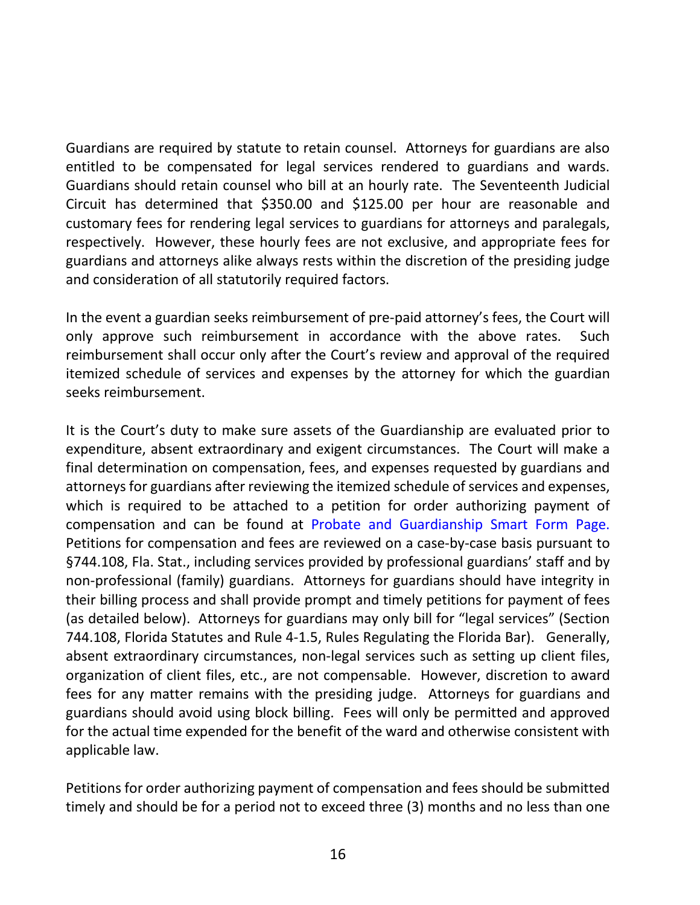Guardians are required by statute to retain counsel. Attorneys for guardians are also entitled to be compensated for legal services rendered to guardians and wards. Guardians should retain counsel who bill at an hourly rate. The Seventeenth Judicial Circuit has determined that $350.00 and $125.00 per hour are reasonable and customary fees for rendering legal services to guardians for attorneys and paralegals, respectively. However, these hourly fees are not exclusive, and appropriate fees for guardians and attorneys alike always rests within the discretion of the presiding judge and consideration of all statutorily required factors.

In the event a guardian seeks reimbursement of pre-paid attorney's fees, the Court will only approve such reimbursement in accordance with the above rates. Such reimbursement shall occur only after the Court's review and approval of the required itemized schedule of services and expenses by the attorney for which the guardian seeks reimbursement.

It is the Court's duty to make sure assets of the Guardianship are evaluated prior to expenditure, absent extraordinary and exigent circumstances. The Court will make a final determination on compensation, fees, and expenses requested by guardians and attorneys for guardians after reviewing the itemized schedule of services and expenses, which is required to be attached to a petition for order authorizing payment of compensation and can be found at Probate and Guardianship Smart Form Page. Petitions for compensation and fees are reviewed on a case-by-case basis pursuant to §744.108, Fla. Stat., including services provided by professional guardians' staff and by non-professional (family) guardians. Attorneys for guardians should have integrity in their billing process and shall provide prompt and timely petitions for payment of fees (as detailed below). Attorneys for guardians may only bill for "legal services" (Section 744.108, Florida Statutes and Rule 4-1.5, Rules Regulating the Florida Bar). Generally, absent extraordinary circumstances, non-legal services such as setting up client files, organization of client files, etc., are not compensable. However, discretion to award fees for any matter remains with the presiding judge. Attorneys for guardians and guardians should avoid using block billing. Fees will only be permitted and approved for the actual time expended for the benefit of the ward and otherwise consistent with applicable law.

Petitions for order authorizing payment of compensation and fees should be submitted timely and should be for a period not to exceed three (3) months and no less than one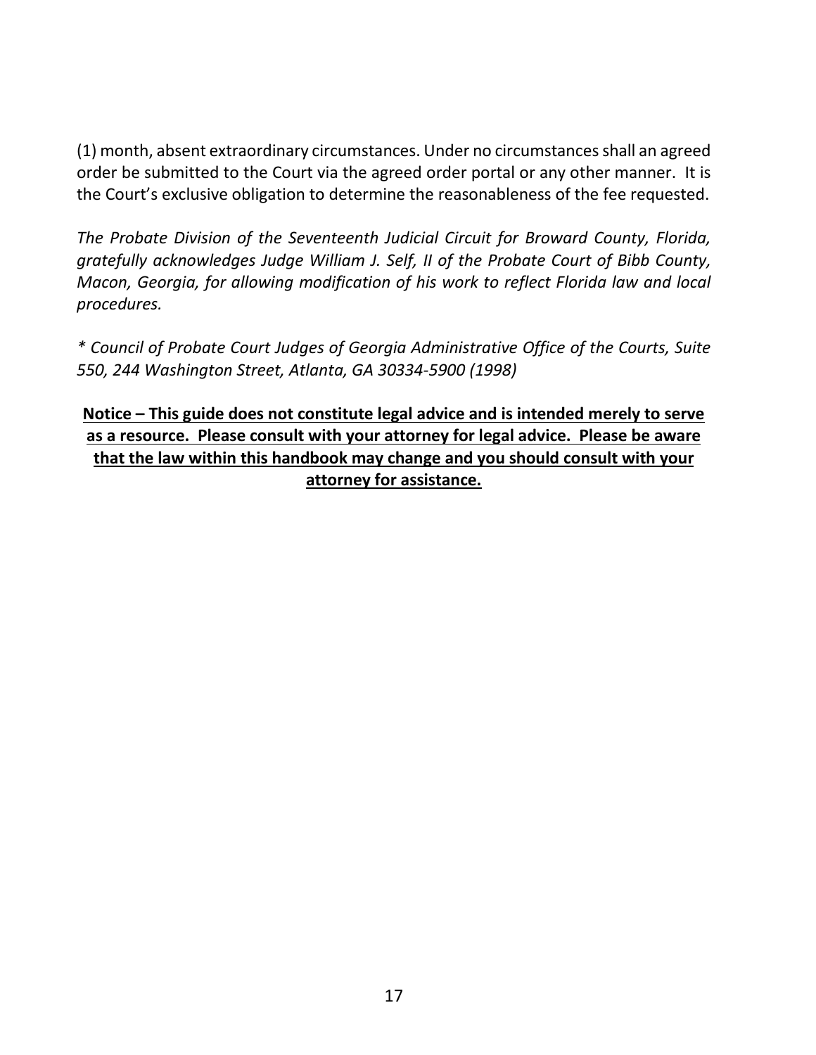(1) month, absent extraordinary circumstances. Under no circumstances shall an agreed order be submitted to the Court via the agreed order portal or any other manner. It is the Court's exclusive obligation to determine the reasonableness of the fee requested.

*The Probate Division of the Seventeenth Judicial Circuit for Broward County, Florida, gratefully acknowledges Judge William J. Self, II of the Probate Court of Bibb County, Macon, Georgia, for allowing modification of his work to reflect Florida law and local procedures.*

*\* Council of Probate Court Judges of Georgia Administrative Office of the Courts, Suite 550, 244 Washington Street, Atlanta, GA 30334-5900 (1998)*

<u>**Notice – This guide does not constitute legal advice and is intended merely to serve as a resource. Please consult with your attorney for legal advice. Please be aware that the law within this handbook may change and you should consult with your attorney for assistance.**</u>